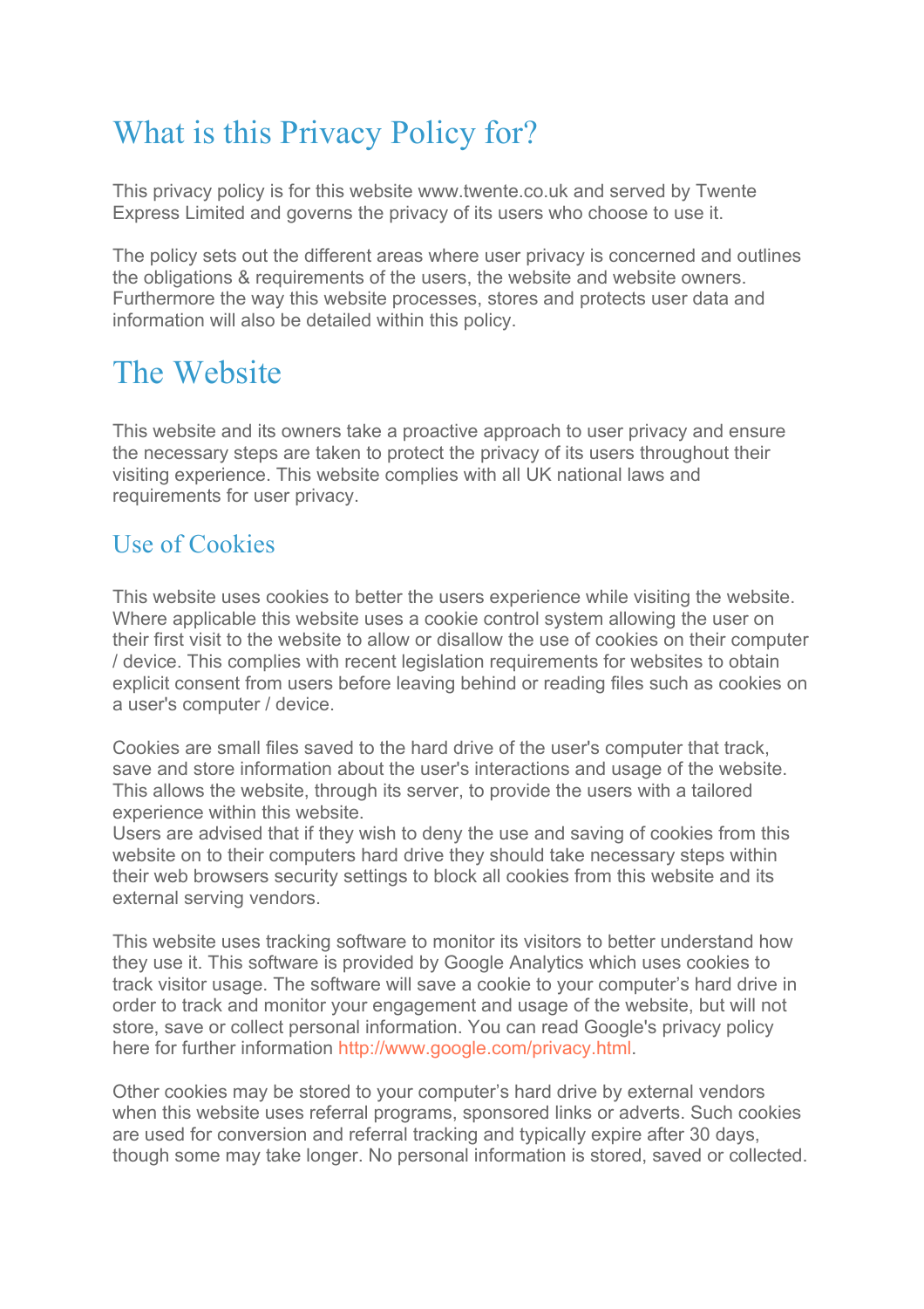# What is this Privacy Policy for?

This privacy policy is for this website www.twente.co.uk and served by Twente Express Limited and governs the privacy of its users who choose to use it.

The policy sets out the different areas where user privacy is concerned and outlines the obligations & requirements of the users, the website and website owners. Furthermore the way this website processes, stores and protects user data and information will also be detailed within this policy.

# The Website

This website and its owners take a proactive approach to user privacy and ensure the necessary steps are taken to protect the privacy of its users throughout their visiting experience. This website complies with all UK national laws and requirements for user privacy.

## Use of Cookies

This website uses cookies to better the users experience while visiting the website. Where applicable this website uses a cookie control system allowing the user on their first visit to the website to allow or disallow the use of cookies on their computer / device. This complies with recent legislation requirements for websites to obtain explicit consent from users before leaving behind or reading files such as cookies on a user's computer / device.

Cookies are small files saved to the hard drive of the user's computer that track, save and store information about the user's interactions and usage of the website. This allows the website, through its server, to provide the users with a tailored experience within this website.
Users are advised that if they wish to deny the use and saving of cookies from this website on to their computers hard drive they should take necessary steps within their web browsers security settings to block all cookies from this website and its external serving vendors.

This website uses tracking software to monitor its visitors to better understand how they use it. This software is provided by Google Analytics which uses cookies to track visitor usage. The software will save a cookie to your computer's hard drive in order to track and monitor your engagement and usage of the website, but will not store, save or collect personal information. You can read Google's privacy policy here for further information http://www.google.com/privacy.html.

Other cookies may be stored to your computer's hard drive by external vendors when this website uses referral programs, sponsored links or adverts. Such cookies are used for conversion and referral tracking and typically expire after 30 days, though some may take longer. No personal information is stored, saved or collected.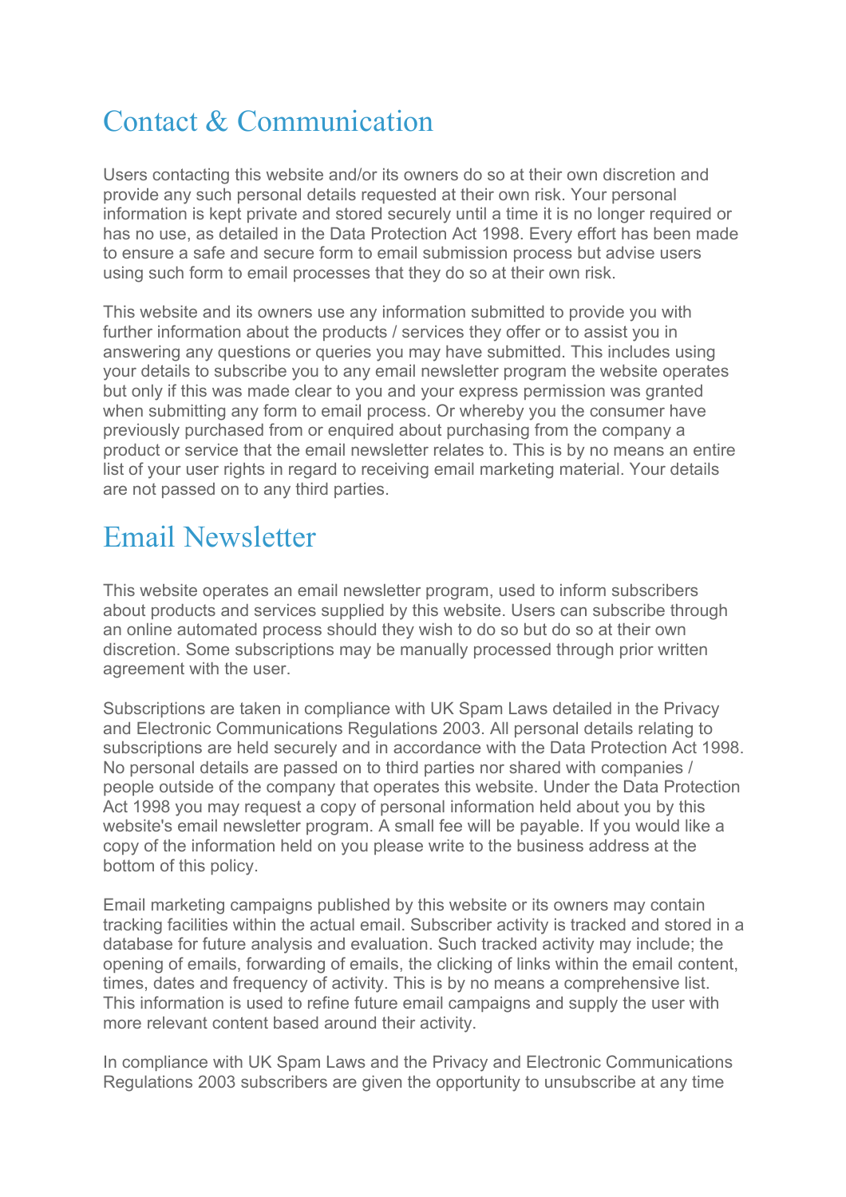## Contact & Communication

Users contacting this website and/or its owners do so at their own discretion and provide any such personal details requested at their own risk. Your personal information is kept private and stored securely until a time it is no longer required or has no use, as detailed in the Data Protection Act 1998. Every effort has been made to ensure a safe and secure form to email submission process but advise users using such form to email processes that they do so at their own risk.

This website and its owners use any information submitted to provide you with further information about the products / services they offer or to assist you in answering any questions or queries you may have submitted. This includes using your details to subscribe you to any email newsletter program the website operates but only if this was made clear to you and your express permission was granted when submitting any form to email process. Or whereby you the consumer have previously purchased from or enquired about purchasing from the company a product or service that the email newsletter relates to. This is by no means an entire list of your user rights in regard to receiving email marketing material. Your details are not passed on to any third parties.

## Email Newsletter

This website operates an email newsletter program, used to inform subscribers about products and services supplied by this website. Users can subscribe through an online automated process should they wish to do so but do so at their own discretion. Some subscriptions may be manually processed through prior written agreement with the user.

Subscriptions are taken in compliance with UK Spam Laws detailed in the Privacy and Electronic Communications Regulations 2003. All personal details relating to subscriptions are held securely and in accordance with the Data Protection Act 1998. No personal details are passed on to third parties nor shared with companies / people outside of the company that operates this website. Under the Data Protection Act 1998 you may request a copy of personal information held about you by this website's email newsletter program. A small fee will be payable. If you would like a copy of the information held on you please write to the business address at the bottom of this policy.

Email marketing campaigns published by this website or its owners may contain tracking facilities within the actual email. Subscriber activity is tracked and stored in a database for future analysis and evaluation. Such tracked activity may include; the opening of emails, forwarding of emails, the clicking of links within the email content, times, dates and frequency of activity. This is by no means a comprehensive list. This information is used to refine future email campaigns and supply the user with more relevant content based around their activity.

In compliance with UK Spam Laws and the Privacy and Electronic Communications Regulations 2003 subscribers are given the opportunity to unsubscribe at any time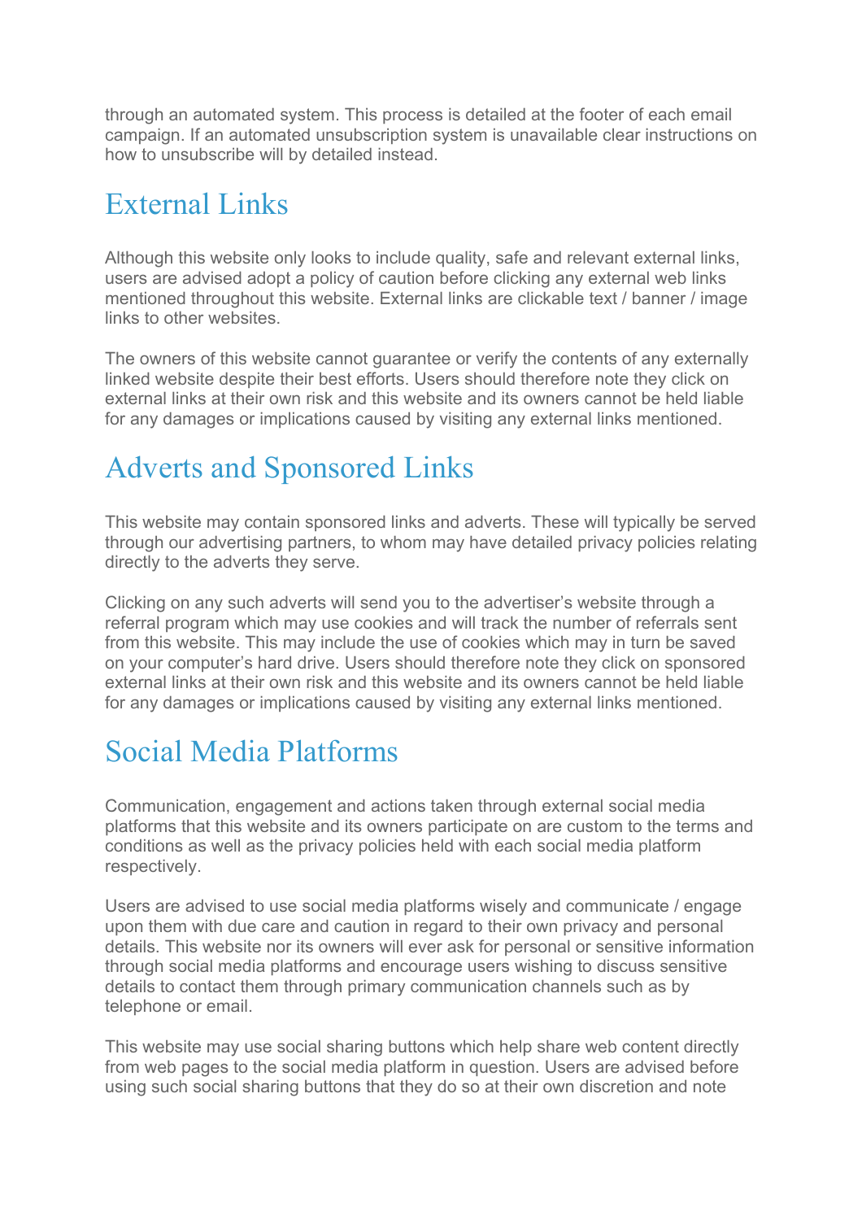through an automated system. This process is detailed at the footer of each email campaign. If an automated unsubscription system is unavailable clear instructions on how to unsubscribe will by detailed instead.

## External Links

Although this website only looks to include quality, safe and relevant external links, users are advised adopt a policy of caution before clicking any external web links mentioned throughout this website. External links are clickable text / banner / image links to other websites.

The owners of this website cannot guarantee or verify the contents of any externally linked website despite their best efforts. Users should therefore note they click on external links at their own risk and this website and its owners cannot be held liable for any damages or implications caused by visiting any external links mentioned.

## Adverts and Sponsored Links

This website may contain sponsored links and adverts. These will typically be served through our advertising partners, to whom may have detailed privacy policies relating directly to the adverts they serve.

Clicking on any such adverts will send you to the advertiser's website through a referral program which may use cookies and will track the number of referrals sent from this website. This may include the use of cookies which may in turn be saved on your computer's hard drive. Users should therefore note they click on sponsored external links at their own risk and this website and its owners cannot be held liable for any damages or implications caused by visiting any external links mentioned.

## Social Media Platforms

Communication, engagement and actions taken through external social media platforms that this website and its owners participate on are custom to the terms and conditions as well as the privacy policies held with each social media platform respectively.

Users are advised to use social media platforms wisely and communicate / engage upon them with due care and caution in regard to their own privacy and personal details. This website nor its owners will ever ask for personal or sensitive information through social media platforms and encourage users wishing to discuss sensitive details to contact them through primary communication channels such as by telephone or email.

This website may use social sharing buttons which help share web content directly from web pages to the social media platform in question. Users are advised before using such social sharing buttons that they do so at their own discretion and note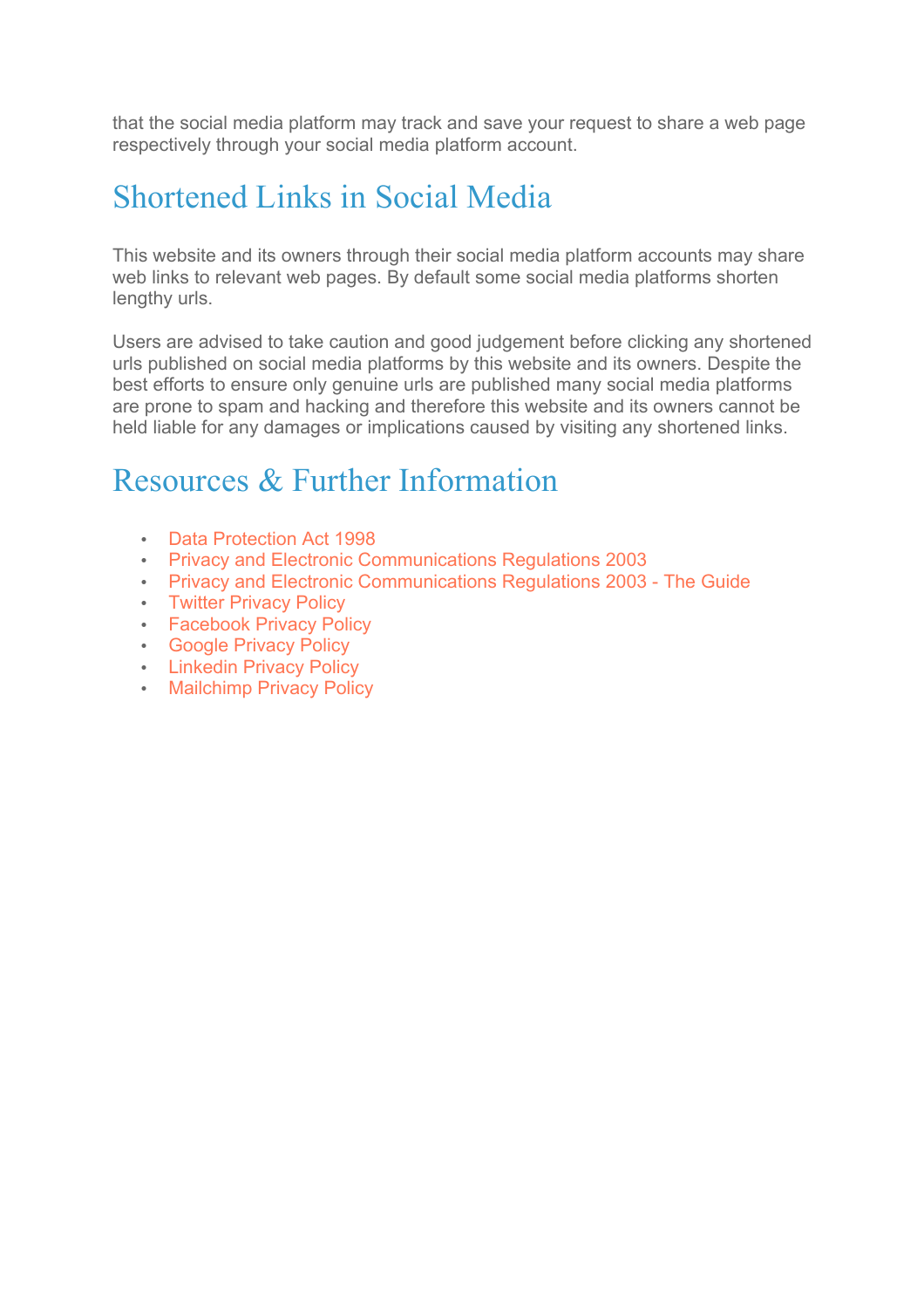that the social media platform may track and save your request to share a web page respectively through your social media platform account.

## Shortened Links in Social Media

This website and its owners through their social media platform accounts may share web links to relevant web pages. By default some social media platforms shorten lengthy urls.

Users are advised to take caution and good judgement before clicking any shortened urls published on social media platforms by this website and its owners. Despite the best efforts to ensure only genuine urls are published many social media platforms are prone to spam and hacking and therefore this website and its owners cannot be held liable for any damages or implications caused by visiting any shortened links.

## Resources & Further Information

- Data Protection Act 1998
- Privacy and Electronic Communications Regulations 2003
- Privacy and Electronic Communications Regulations 2003 - The Guide
- Twitter Privacy Policy
- Facebook Privacy Policy
- Google Privacy Policy
- Linkedin Privacy Policy
- Mailchimp Privacy Policy